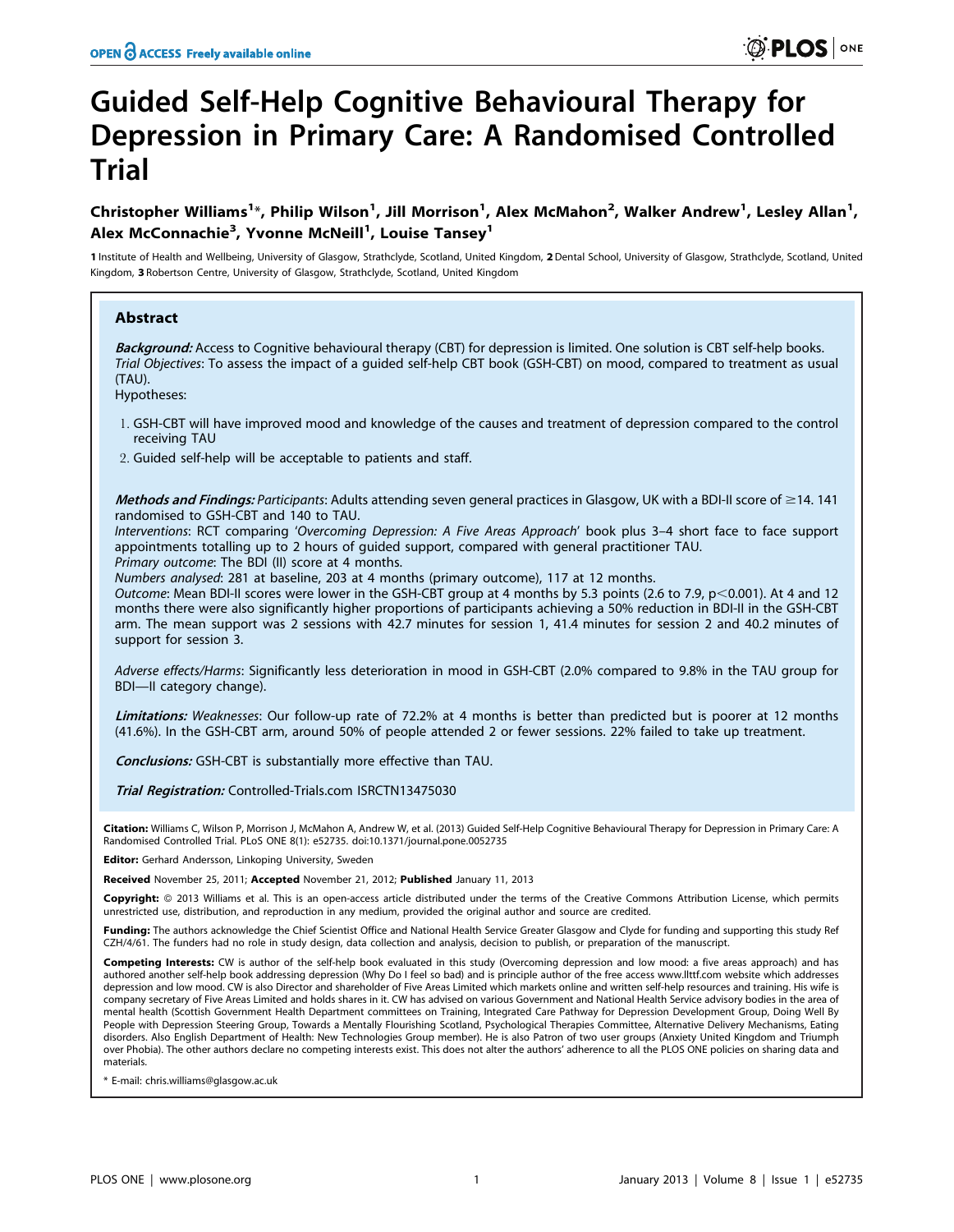# Guided Self-Help Cognitive Behavioural Therapy for Depression in Primary Care: A Randomised Controlled Trial

**Christopher Williams[1]*, Philip Wilson[1], Jill Morrison[1], Alex McMahon[2], Walker Andrew[1], Lesley Allan[1], Alex McConnachie[3], Yvonne McNeill[1], Louise Tansey[1]**

1 Institute of Health and Wellbeing, University of Glasgow, Strathclyde, Scotland, United Kingdom, 2 Dental School, University of Glasgow, Strathclyde, Scotland, United Kingdom, 3 Robertson Centre, University of Glasgow, Strathclyde, Scotland, United Kingdom

## Abstract

***Background:*** Access to Cognitive behavioural therapy (CBT) for depression is limited. One solution is CBT self-help books. *Trial Objectives*: To assess the impact of a guided self-help CBT book (GSH-CBT) on mood, compared to treatment as usual (TAU).

Hypotheses:

1. GSH-CBT will have improved mood and knowledge of the causes and treatment of depression compared to the control receiving TAU
2. Guided self-help will be acceptable to patients and staff.

***Methods and Findings:*** *Participants*: Adults attending seven general practices in Glasgow, UK with a BDI-II score of ≥14. 141 randomised to GSH-CBT and 140 to TAU.

*Interventions*: RCT comparing '*Overcoming Depression: A Five Areas Approach*' book plus 3–4 short face to face support appointments totalling up to 2 hours of guided support, compared with general practitioner TAU.

*Primary outcome*: The BDI (II) score at 4 months.

*Numbers analysed*: 281 at baseline, 203 at 4 months (primary outcome), 117 at 12 months.

*Outcome*: Mean BDI-II scores were lower in the GSH-CBT group at 4 months by 5.3 points (2.6 to 7.9, $p<0.001$). At 4 and 12 months there were also significantly higher proportions of participants achieving a 50% reduction in BDI-II in the GSH-CBT arm. The mean support was 2 sessions with 42.7 minutes for session 1, 41.4 minutes for session 2 and 40.2 minutes of support for session 3.

*Adverse effects/Harms*: Significantly less deterioration in mood in GSH-CBT (2.0% compared to 9.8% in the TAU group for BDI—II category change).

***Limitations:*** *Weaknesses*: Our follow-up rate of 72.2% at 4 months is better than predicted but is poorer at 12 months (41.6%). In the GSH-CBT arm, around 50% of people attended 2 or fewer sessions. 22% failed to take up treatment.

***Conclusions:*** GSH-CBT is substantially more effective than TAU.

***Trial Registration:*** Controlled-Trials.com ISRCTN13475030

**Citation:** Williams C, Wilson P, Morrison J, McMahon A, Andrew W, et al. (2013) Guided Self-Help Cognitive Behavioural Therapy for Depression in Primary Care: A Randomised Controlled Trial. PLoS ONE 8(1): e52735. doi:10.1371/journal.pone.0052735

**Editor:** Gerhard Andersson, Linkoping University, Sweden

**Received** November 25, 2011; **Accepted** November 21, 2012; **Published** January 11, 2013

**Copyright:** © 2013 Williams et al. This is an open-access article distributed under the terms of the Creative Commons Attribution License, which permits unrestricted use, distribution, and reproduction in any medium, provided the original author and source are credited.

**Funding:** The authors acknowledge the Chief Scientist Office and National Health Service Greater Glasgow and Clyde for funding and supporting this study Ref CZH/4/61. The funders had no role in study design, data collection and analysis, decision to publish, or preparation of the manuscript.

**Competing Interests:** CW is author of the self-help book evaluated in this study (Overcoming depression and low mood: a five areas approach) and has authored another self-help book addressing depression (Why Do I feel so bad) and is principle author of the free access www.llttf.com website which addresses depression and low mood. CW is also Director and shareholder of Five Areas Limited which markets online and written self-help resources and training. His wife is company secretary of Five Areas Limited and holds shares in it. CW has advised on various Government and National Health Service advisory bodies in the area of mental health (Scottish Government Health Department committees on Training, Integrated Care Pathway for Depression Development Group, Doing Well By People with Depression Steering Group, Towards a Mentally Flourishing Scotland, Psychological Therapies Committee, Alternative Delivery Mechanisms, Eating disorders. Also English Department of Health: New Technologies Group member). He is also Patron of two user groups (Anxiety United Kingdom and Triumph over Phobia). The other authors declare no competing interests exist. This does not alter the authors' adherence to all the PLOS ONE policies on sharing data and materials.

* E-mail: chris.williams@glasgow.ac.uk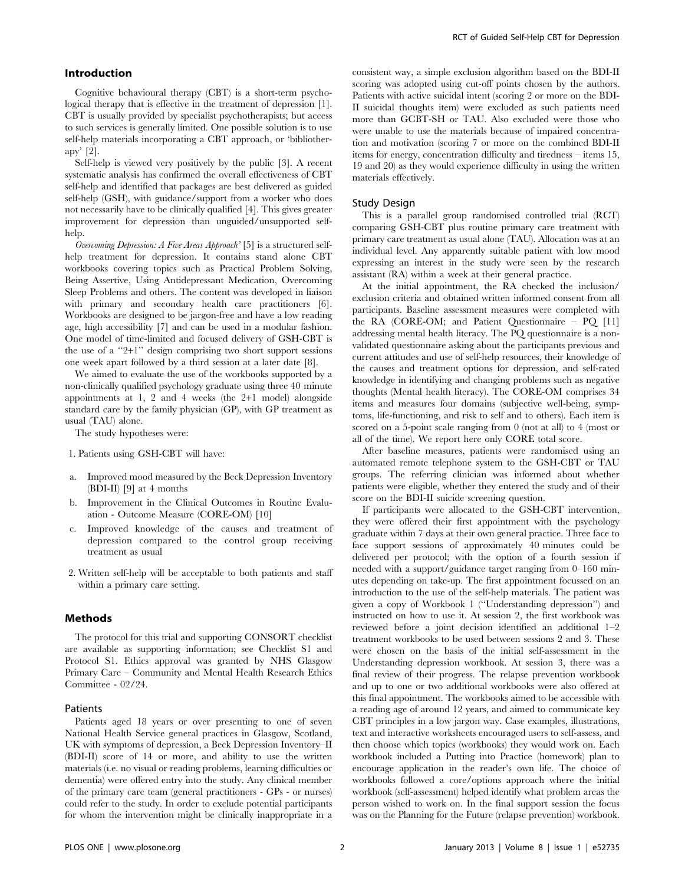## Introduction

Cognitive behavioural therapy (CBT) is a short-term psychological therapy that is effective in the treatment of depression [1]. CBT is usually provided by specialist psychotherapists; but access to such services is generally limited. One possible solution is to use self-help materials incorporating a CBT approach, or 'bibliotherapy' [2].

Self-help is viewed very positively by the public [3]. A recent systematic analysis has confirmed the overall effectiveness of CBT self-help and identified that packages are best delivered as guided self-help (GSH), with guidance/support from a worker who does not necessarily have to be clinically qualified [4]. This gives greater improvement for depression than unguided/unsupported self-help.

*Overcoming Depression: A Five Areas Approach'* [5] is a structured self-help treatment for depression. It contains stand alone CBT workbooks covering topics such as Practical Problem Solving, Being Assertive, Using Antidepressant Medication, Overcoming Sleep Problems and others. The content was developed in liaison with primary and secondary health care practitioners [6]. Workbooks are designed to be jargon-free and have a low reading age, high accessibility [7] and can be used in a modular fashion. One model of time-limited and focused delivery of GSH-CBT is the use of a "2+1" design comprising two short support sessions one week apart followed by a third session at a later date [8].

We aimed to evaluate the use of the workbooks supported by a non-clinically qualified psychology graduate using three 40 minute appointments at 1, 2 and 4 weeks (the 2+1 model) alongside standard care by the family physician (GP), with GP treatment as usual (TAU) alone.

The study hypotheses were:

1. Patients using GSH-CBT will have:
   a. Improved mood measured by the Beck Depression Inventory (BDI-II) [9] at 4 months
   b. Improvement in the Clinical Outcomes in Routine Evaluation - Outcome Measure (CORE-OM) [10]
   c. Improved knowledge of the causes and treatment of depression compared to the control group receiving treatment as usual
2. Written self-help will be acceptable to both patients and staff within a primary care setting.

## Methods

The protocol for this trial and supporting CONSORT checklist are available as supporting information; see Checklist S1 and Protocol S1. Ethics approval was granted by NHS Glasgow Primary Care – Community and Mental Health Research Ethics Committee - 02/24.

### Patients

Patients aged 18 years or over presenting to one of seven National Health Service general practices in Glasgow, Scotland, UK with symptoms of depression, a Beck Depression Inventory–II (BDI-II) score of 14 or more, and ability to use the written materials (i.e. no visual or reading problems, learning difficulties or dementia) were offered entry into the study. Any clinical member of the primary care team (general practitioners - GPs - or nurses) could refer to the study. In order to exclude potential participants for whom the intervention might be clinically inappropriate in a consistent way, a simple exclusion algorithm based on the BDI-II scoring was adopted using cut-off points chosen by the authors. Patients with active suicidal intent (scoring 2 or more on the BDI-II suicidal thoughts item) were excluded as such patients need more than GCBT-SH or TAU. Also excluded were those who were unable to use the materials because of impaired concentration and motivation (scoring 7 or more on the combined BDI-II items for energy, concentration difficulty and tiredness – items 15, 19 and 20) as they would experience difficulty in using the written materials effectively.

### Study Design

This is a parallel group randomised controlled trial (RCT) comparing GSH-CBT plus routine primary care treatment with primary care treatment as usual alone (TAU). Allocation was at an individual level. Any apparently suitable patient with low mood expressing an interest in the study were seen by the research assistant (RA) within a week at their general practice.

At the initial appointment, the RA checked the inclusion/exclusion criteria and obtained written informed consent from all participants. Baseline assessment measures were completed with the RA (CORE-OM; and Patient Questionnaire – PQ [11] addressing mental health literacy. The PQ questionnaire is a non-validated questionnaire asking about the participants previous and current attitudes and use of self-help resources, their knowledge of the causes and treatment options for depression, and self-rated knowledge in identifying and changing problems such as negative thoughts (Mental health literacy). The CORE-OM comprises 34 items and measures four domains (subjective well-being, symptoms, life-functioning, and risk to self and to others). Each item is scored on a 5-point scale ranging from 0 (not at all) to 4 (most or all of the time). We report here only CORE total score.

After baseline measures, patients were randomised using an automated remote telephone system to the GSH-CBT or TAU groups. The referring clinician was informed about whether patients were eligible, whether they entered the study and of their score on the BDI-II suicide screening question.

If participants were allocated to the GSH-CBT intervention, they were offered their first appointment with the psychology graduate within 7 days at their own general practice. Three face to face support sessions of approximately 40 minutes could be delivered per protocol; with the option of a fourth session if needed with a support/guidance target ranging from 0–160 minutes depending on take-up. The first appointment focussed on an introduction to the use of the self-help materials. The patient was given a copy of Workbook 1 ("Understanding depression") and instructed on how to use it. At session 2, the first workbook was reviewed before a joint decision identified an additional 1–2 treatment workbooks to be used between sessions 2 and 3. These were chosen on the basis of the initial self-assessment in the Understanding depression workbook. At session 3, there was a final review of their progress. The relapse prevention workbook and up to one or two additional workbooks were also offered at this final appointment. The workbooks aimed to be accessible with a reading age of around 12 years, and aimed to communicate key CBT principles in a low jargon way. Case examples, illustrations, text and interactive worksheets encouraged users to self-assess, and then choose which topics (workbooks) they would work on. Each workbook included a Putting into Practice (homework) plan to encourage application in the reader's own life. The choice of workbooks followed a core/options approach where the initial workbook (self-assessment) helped identify what problem areas the person wished to work on. In the final support session the focus was on the Planning for the Future (relapse prevention) workbook.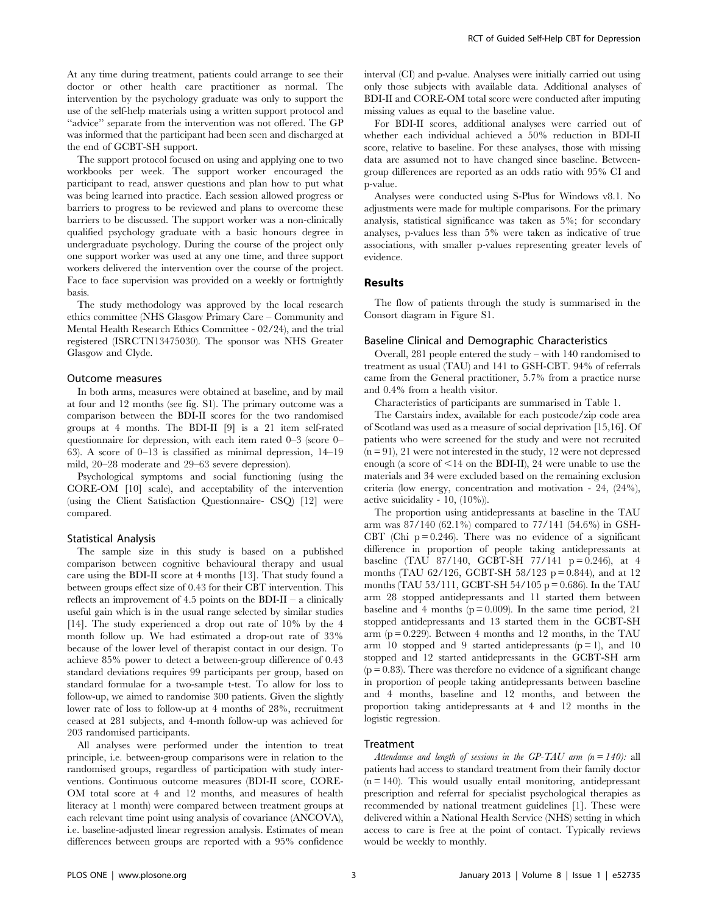At any time during treatment, patients could arrange to see their doctor or other health care practitioner as normal. The intervention by the psychology graduate was only to support the use of the self-help materials using a written support protocol and "advice" separate from the intervention was not offered. The GP was informed that the participant had been seen and discharged at the end of GCBT-SH support.

The support protocol focused on using and applying one to two workbooks per week. The support worker encouraged the participant to read, answer questions and plan how to put what was being learned into practice. Each session allowed progress or barriers to progress to be reviewed and plans to overcome these barriers to be discussed. The support worker was a non-clinically qualified psychology graduate with a basic honours degree in undergraduate psychology. During the course of the project only one support worker was used at any one time, and three support workers delivered the intervention over the course of the project. Face to face supervision was provided on a weekly or fortnightly basis.

The study methodology was approved by the local research ethics committee (NHS Glasgow Primary Care – Community and Mental Health Research Ethics Committee - 02/24), and the trial registered (ISRCTN13475030). The sponsor was NHS Greater Glasgow and Clyde.

### Outcome measures

In both arms, measures were obtained at baseline, and by mail at four and 12 months (see fig. S1). The primary outcome was a comparison between the BDI-II scores for the two randomised groups at 4 months. The BDI-II [9] is a 21 item self-rated questionnaire for depression, with each item rated 0–3 (score 0–63). A score of 0–13 is classified as minimal depression, 14–19 mild, 20–28 moderate and 29–63 severe depression).

Psychological symptoms and social functioning (using the CORE-OM [10] scale), and acceptability of the intervention (using the Client Satisfaction Questionnaire- CSQ) [12] were compared.

### Statistical Analysis

The sample size in this study is based on a published comparison between cognitive behavioural therapy and usual care using the BDI-II score at 4 months [13]. That study found a between groups effect size of 0.43 for their CBT intervention. This reflects an improvement of 4.5 points on the BDI-II – a clinically useful gain which is in the usual range selected by similar studies [14]. The study experienced a drop out rate of 10% by the 4 month follow up. We had estimated a drop-out rate of 33% because of the lower level of therapist contact in our design. To achieve 85% power to detect a between-group difference of 0.43 standard deviations requires 99 participants per group, based on standard formulae for a two-sample t-test. To allow for loss to follow-up, we aimed to randomise 300 patients. Given the slightly lower rate of loss to follow-up at 4 months of 28%, recruitment ceased at 281 subjects, and 4-month follow-up was achieved for 203 randomised participants.

All analyses were performed under the intention to treat principle, i.e. between-group comparisons were in relation to the randomised groups, regardless of participation with study interventions. Continuous outcome measures (BDI-II score, CORE-OM total score at 4 and 12 months, and measures of health literacy at 1 month) were compared between treatment groups at each relevant time point using analysis of covariance (ANCOVA), i.e. baseline-adjusted linear regression analysis. Estimates of mean differences between groups are reported with a 95% confidence interval (CI) and p-value. Analyses were initially carried out using only those subjects with available data. Additional analyses of BDI-II and CORE-OM total score were conducted after imputing missing values as equal to the baseline value.

For BDI-II scores, additional analyses were carried out of whether each individual achieved a 50% reduction in BDI-II score, relative to baseline. For these analyses, those with missing data are assumed not to have changed since baseline. Between-group differences are reported as an odds ratio with 95% CI and p-value.

Analyses were conducted using S-Plus for Windows v8.1. No adjustments were made for multiple comparisons. For the primary analysis, statistical significance was taken as 5%; for secondary analyses, p-values less than 5% were taken as indicative of true associations, with smaller p-values representing greater levels of evidence.

## Results

The flow of patients through the study is summarised in the Consort diagram in Figure S1.

### Baseline Clinical and Demographic Characteristics

Overall, 281 people entered the study – with 140 randomised to treatment as usual (TAU) and 141 to GSH-CBT. 94% of referrals came from the General practitioner, 5.7% from a practice nurse and 0.4% from a health visitor.

Characteristics of participants are summarised in Table 1.

The Carstairs index, available for each postcode/zip code area of Scotland was used as a measure of social deprivation [15,16]. Of patients who were screened for the study and were not recruited ($n = 91$), 21 were not interested in the study, 12 were not depressed enough (a score of <14 on the BDI-II), 24 were unable to use the materials and 34 were excluded based on the remaining exclusion criteria (low energy, concentration and motivation - 24, (24%), active suicidality - 10, (10%)).

The proportion using antidepressants at baseline in the TAU arm was 87/140 (62.1%) compared to 77/141 (54.6%) in GSH-CBT (Chi $p = 0.246$). There was no evidence of a significant difference in proportion of people taking antidepressants at baseline (TAU 87/140, GCBT-SH 77/141 $p = 0.246$), at 4 months (TAU 62/126, GCBT-SH 58/123 $p = 0.844$), and at 12 months (TAU 53/111, GCBT-SH 54/105 $p = 0.686$). In the TAU arm 28 stopped antidepressants and 11 started them between baseline and 4 months ($p = 0.009$). In the same time period, 21 stopped antidepressants and 13 started them in the GCBT-SH arm ($p = 0.229$). Between 4 months and 12 months, in the TAU arm 10 stopped and 9 started antidepressants ($p = 1$), and 10 stopped and 12 started antidepressants in the GCBT-SH arm ($p = 0.83$). There was therefore no evidence of a significant change in proportion of people taking antidepressants between baseline and 4 months, baseline and 12 months, and between the proportion taking antidepressants at 4 and 12 months in the logistic regression.

### Treatment

*Attendance and length of sessions in the GP-TAU arm ($n = 140$):* all patients had access to standard treatment from their family doctor ($n = 140$). This would usually entail monitoring, antidepressant prescription and referral for specialist psychological therapies as recommended by national treatment guidelines [1]. These were delivered within a National Health Service (NHS) setting in which access to care is free at the point of contact. Typically reviews would be weekly to monthly.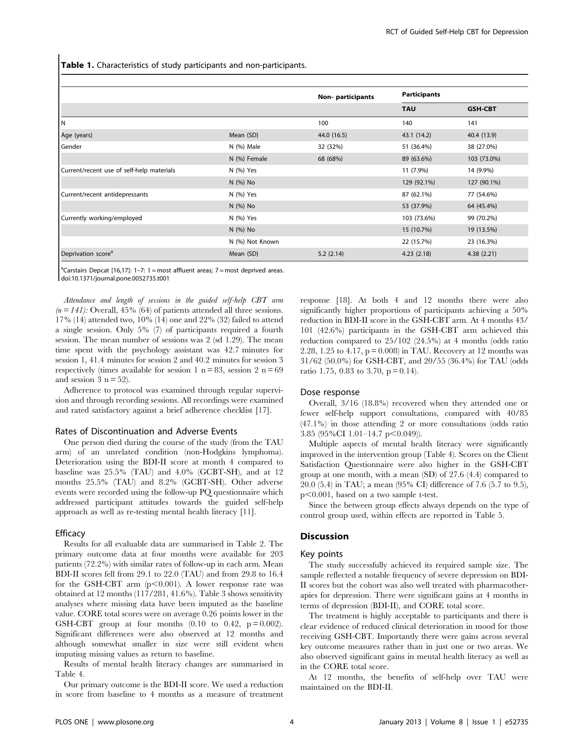**Table 1.** Characteristics of study participants and non-participants.

| | | Non- participants | Participants | |
|---|---|---|---|---|
| | | | TAU | GSH-CBT |
| N | | 100 | 140 | 141 |
| Age (years) | Mean (SD) | 44.0 (16.5) | 43.1 (14.2) | 40.4 (13.9) |
| Gender | N (%) Male | 32 (32%) | 51 (36.4%) | 38 (27.0%) |
| | N (%) Female | 68 (68%) | 89 (63.6%) | 103 (73.0%) |
| Current/recent use of self-help materials | N (%) Yes | | 11 (7.9%) | 14 (9.9%) |
| | N (%) No | | 129 (92.1%) | 127 (90.1%) |
| Current/recent antidepressants | N (%) Yes | | 87 (62.1%) | 77 (54.6%) |
| | N (%) No | | 53 (37.9%) | 64 (45.4%) |
| Currently working/employed | N (%) Yes | | 103 (73.6%) | 99 (70.2%) |
| | N (%) No | | 15 (10.7%) | 19 (13.5%) |
| | N (%) Not Known | | 22 (15.7%) | 23 (16.3%) |
| Deprivation score[a] | Mean (SD) | 5.2 (2.14) | 4.23 (2.18) | 4.38 (2.21) |

[a]Carstairs Depcat [16,17]: 1–7: 1 = most affluent areas; 7 = most deprived areas.
doi:10.1371/journal.pone.0052735.t001

*Attendance and length of sessions in the guided self-help CBT arm (n = 141):* Overall, 45% (64) of patients attended all three sessions. 17% (14) attended two, 10% (14) one and 22% (32) failed to attend a single session. Only 5% (7) of participants required a fourth session. The mean number of sessions was 2 (sd 1.29). The mean time spent with the psychology assistant was 42.7 minutes for session 1, 41.4 minutes for session 2 and 40.2 minutes for session 3 respectively (times available for session 1 n = 83, session 2 n = 69 and session 3 n = 52).

Adherence to protocol was examined through regular supervision and through recording sessions. All recordings were examined and rated satisfactory against a brief adherence checklist [17].

### Rates of Discontinuation and Adverse Events

One person died during the course of the study (from the TAU arm) of an unrelated condition (non-Hodgkins lymphoma). Deterioration using the BDI-II score at month 4 compared to baseline was 25.5% (TAU) and 4.0% (GCBT-SH), and at 12 months 25.5% (TAU) and 8.2% (GCBT-SH). Other adverse events were recorded using the follow-up PQ questionnaire which addressed participant attitudes towards the guided self-help approach as well as re-testing mental health literacy [11].

### Efficacy

Results for all evaluable data are summarised in Table 2. The primary outcome data at four months were available for 203 patients (72.2%) with similar rates of follow-up in each arm. Mean BDI-II scores fell from 29.1 to 22.0 (TAU) and from 29.8 to 16.4 for the GSH-CBT arm ($p<0.001$). A lower response rate was obtained at 12 months (117/281, 41.6%). Table 3 shows sensitivity analyses where missing data have been imputed as the baseline value. CORE total scores were on average 0.26 points lower in the GSH-CBT group at four months (0.10 to 0.42, $p = 0.002$). Significant differences were also observed at 12 months and although somewhat smaller in size were still evident when imputing missing values as return to baseline.

Results of mental health literacy changes are summarised in Table 4.

Our primary outcome is the BDI-II score. We used a reduction in score from baseline to 4 months as a measure of treatment response [18]. At both 4 and 12 months there were also significantly higher proportions of participants achieving a 50% reduction in BDI-II score in the GSH-CBT arm. At 4 months 43/101 (42.6%) participants in the GSH-CBT arm achieved this reduction compared to 25/102 (24.5%) at 4 months (odds ratio 2.28, 1.25 to 4.17, $p = 0.008$) in TAU. Recovery at 12 months was 31/62 (50.0%) for GSH-CBT, and 20/55 (36.4%) for TAU (odds ratio 1.75, 0.83 to 3.70, $p = 0.14$).

### Dose response

Overall, 3/16 (18.8%) recovered when they attended one or fewer self-help support consultations, compared with 40/85 (47.1%) in those attending 2 or more consultations (odds ratio 3.85 (95%CI 1.01–14.7 $p<0.049$)).

Multiple aspects of mental health literacy were significantly improved in the intervention group (Table 4). Scores on the Client Satisfaction Questionnaire were also higher in the GSH-CBT group at one month, with a mean (SD) of 27.6 (4.4) compared to 20.0 (5.4) in TAU; a mean (95% CI) difference of 7.6 (5.7 to 9.5), $p<0.001$, based on a two sample t-test.

Since the between group effects always depends on the type of control group used, within effects are reported in Table 5.

## Discussion

### Key points

The study successfully achieved its required sample size. The sample reflected a notable frequency of severe depression on BDI-II scores but the cohort was also well treated with pharmacotherapies for depression. There were significant gains at 4 months in terms of depression (BDI-II), and CORE total score.

The treatment is highly acceptable to participants and there is clear evidence of reduced clinical deterioration in mood for those receiving GSH-CBT. Importantly there were gains across several key outcome measures rather than in just one or two areas. We also observed significant gains in mental health literacy as well as in the CORE total score.

At 12 months, the benefits of self-help over TAU were maintained on the BDI-II.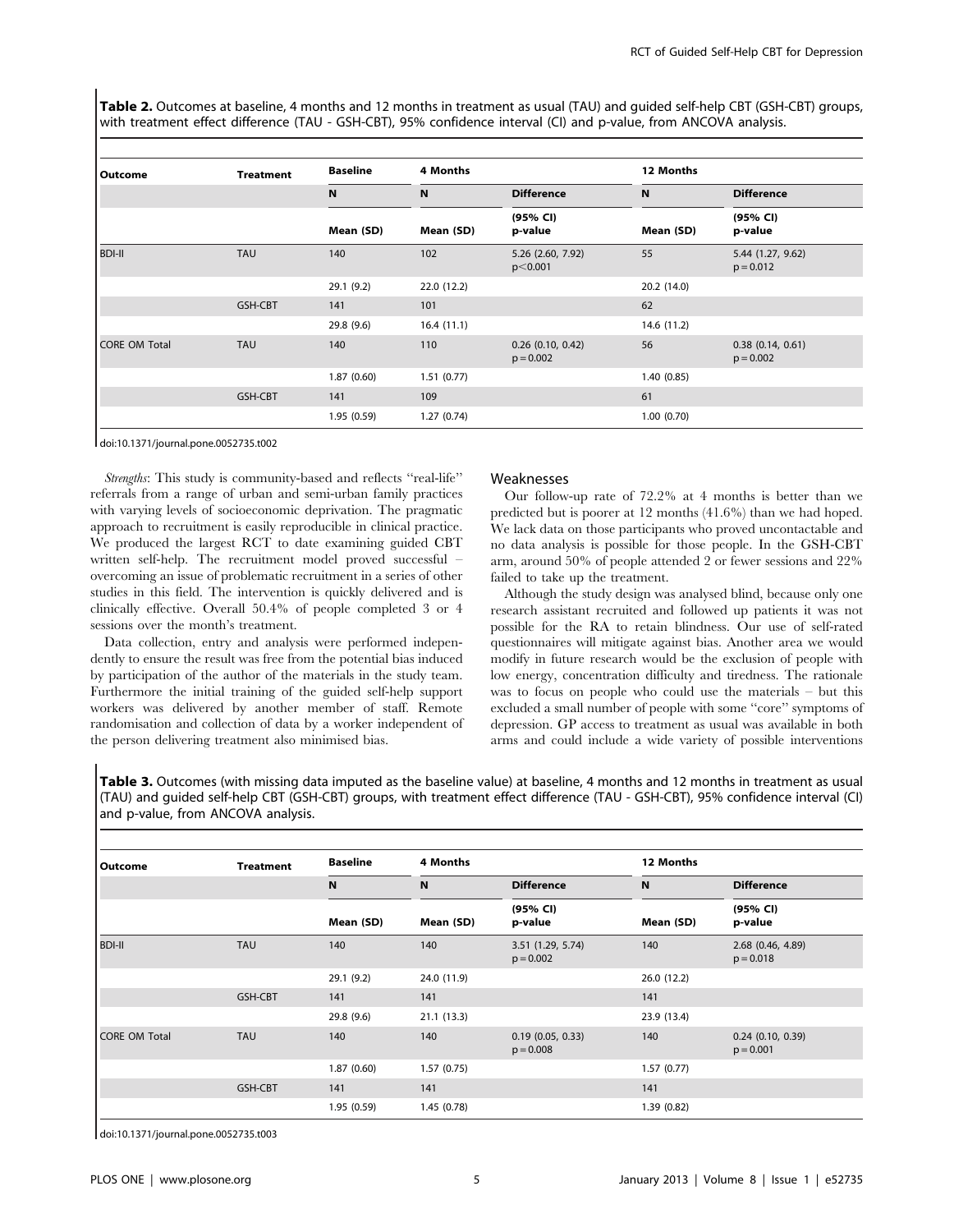**Table 2.** Outcomes at baseline, 4 months and 12 months in treatment as usual (TAU) and guided self-help CBT (GSH-CBT) groups, with treatment effect difference (TAU - GSH-CBT), 95% confidence interval (CI) and p-value, from ANCOVA analysis.

| Outcome | Treatment | Baseline | 4 Months | | 12 Months | |
|---|---|---|---|---|---|---|
| | | N | N | Difference | N | Difference |
| | | Mean (SD) | Mean (SD) | (95% CI) p-value | Mean (SD) | (95% CI) p-value |
| BDI-II | TAU | 140 | 102 | 5.26 (2.60, 7.92) $p<0.001$ | 55 | 5.44 (1.27, 9.62) $p=0.012$ |
| | | 29.1 (9.2) | 22.0 (12.2) | | 20.2 (14.0) | |
| | GSH-CBT | 141 | 101 | | 62 | |
| | | 29.8 (9.6) | 16.4 (11.1) | | 14.6 (11.2) | |
| CORE OM Total | TAU | 140 | 110 | 0.26 (0.10, 0.42) $p=0.002$ | 56 | 0.38 (0.14, 0.61) $p=0.002$ |
| | | 1.87 (0.60) | 1.51 (0.77) | | 1.40 (0.85) | |
| | GSH-CBT | 141 | 109 | | 61 | |
| | | 1.95 (0.59) | 1.27 (0.74) | | 1.00 (0.70) | |

doi:10.1371/journal.pone.0052735.t002

*Strengths*: This study is community-based and reflects "real-life" referrals from a range of urban and semi-urban family practices with varying levels of socioeconomic deprivation. The pragmatic approach to recruitment is easily reproducible in clinical practice. We produced the largest RCT to date examining guided CBT written self-help. The recruitment model proved successful – overcoming an issue of problematic recruitment in a series of other studies in this field. The intervention is quickly delivered and is clinically effective. Overall 50.4% of people completed 3 or 4 sessions over the month's treatment.

Data collection, entry and analysis were performed independently to ensure the result was free from the potential bias induced by participation of the author of the materials in the study team. Furthermore the initial training of the guided self-help support workers was delivered by another member of staff. Remote randomisation and collection of data by a worker independent of the person delivering treatment also minimised bias.

## Weaknesses

Our follow-up rate of 72.2% at 4 months is better than we predicted but is poorer at 12 months (41.6%) than we had hoped. We lack data on those participants who proved uncontactable and no data analysis is possible for those people. In the GSH-CBT arm, around 50% of people attended 2 or fewer sessions and 22% failed to take up the treatment.

Although the study design was analysed blind, because only one research assistant recruited and followed up patients it was not possible for the RA to retain blindness. Our use of self-rated questionnaires will mitigate against bias. Another area we would modify in future research would be the exclusion of people with low energy, concentration difficulty and tiredness. The rationale was to focus on people who could use the materials – but this excluded a small number of people with some "core" symptoms of depression. GP access to treatment as usual was available in both arms and could include a wide variety of possible interventions

**Table 3.** Outcomes (with missing data imputed as the baseline value) at baseline, 4 months and 12 months in treatment as usual (TAU) and guided self-help CBT (GSH-CBT) groups, with treatment effect difference (TAU - GSH-CBT), 95% confidence interval (CI) and p-value, from ANCOVA analysis.

| Outcome | Treatment | Baseline | 4 Months | | 12 Months | |
|---|---|---|---|---|---|---|
| | | N | N | Difference | N | Difference |
| | | Mean (SD) | Mean (SD) | (95% CI) p-value | Mean (SD) | (95% CI) p-value |
| BDI-II | TAU | 140 | 140 | 3.51 (1.29, 5.74) $p=0.002$ | 140 | 2.68 (0.46, 4.89) $p=0.018$ |
| | | 29.1 (9.2) | 24.0 (11.9) | | 26.0 (12.2) | |
| | GSH-CBT | 141 | 141 | | 141 | |
| | | 29.8 (9.6) | 21.1 (13.3) | | 23.9 (13.4) | |
| CORE OM Total | TAU | 140 | 140 | 0.19 (0.05, 0.33) $p=0.008$ | 140 | 0.24 (0.10, 0.39) $p=0.001$ |
| | | 1.87 (0.60) | 1.57 (0.75) | | 1.57 (0.77) | |
| | GSH-CBT | 141 | 141 | | 141 | |
| | | 1.95 (0.59) | 1.45 (0.78) | | 1.39 (0.82) | |

doi:10.1371/journal.pone.0052735.t003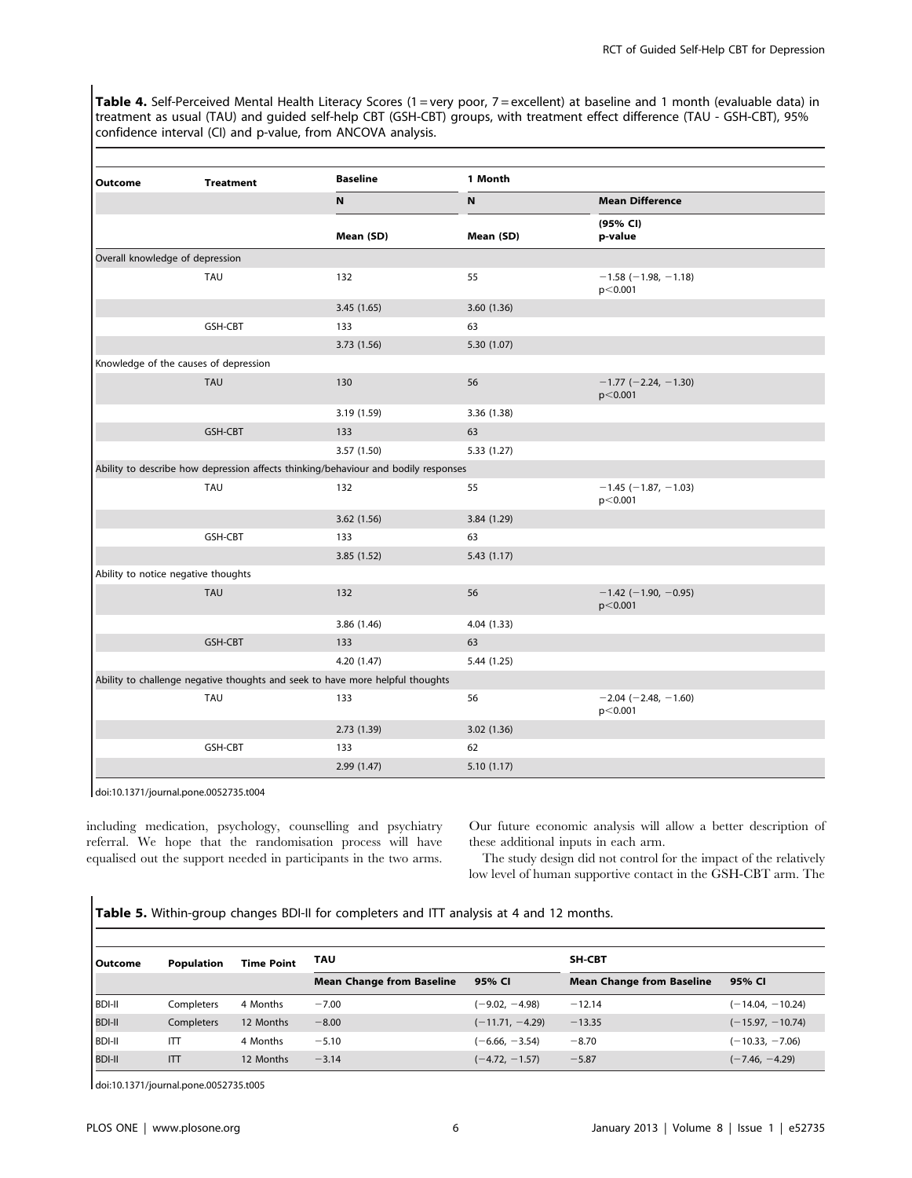**Table 4.** Self-Perceived Mental Health Literacy Scores (1 = very poor, 7 = excellent) at baseline and 1 month (evaluable data) in treatment as usual (TAU) and guided self-help CBT (GSH-CBT) groups, with treatment effect difference (TAU - GSH-CBT), 95% confidence interval (CI) and p-value, from ANCOVA analysis.

| Outcome | Treatment | Baseline | 1 Month | |
|---|---|---|---|---|
| | | N | N | Mean Difference |
| | | Mean (SD) | Mean (SD) | (95% CI) p-value |
| Overall knowledge of depression | | | | |
| | TAU | 132 | 55 | −1.58 (−1.98, −1.18) $p<0.001$ |
| | | 3.45 (1.65) | 3.60 (1.36) | |
| | GSH-CBT | 133 | 63 | |
| | | 3.73 (1.56) | 5.30 (1.07) | |
| Knowledge of the causes of depression | | | | |
| | TAU | 130 | 56 | −1.77 (−2.24, −1.30) $p<0.001$ |
| | | 3.19 (1.59) | 3.36 (1.38) | |
| | GSH-CBT | 133 | 63 | |
| | | 3.57 (1.50) | 5.33 (1.27) | |
| Ability to describe how depression affects thinking/behaviour and bodily responses | | | | |
| | TAU | 132 | 55 | −1.45 (−1.87, −1.03) $p<0.001$ |
| | | 3.62 (1.56) | 3.84 (1.29) | |
| | GSH-CBT | 133 | 63 | |
| | | 3.85 (1.52) | 5.43 (1.17) | |
| Ability to notice negative thoughts | | | | |
| | TAU | 132 | 56 | −1.42 (−1.90, −0.95) $p<0.001$ |
| | | 3.86 (1.46) | 4.04 (1.33) | |
| | GSH-CBT | 133 | 63 | |
| | | 4.20 (1.47) | 5.44 (1.25) | |
| Ability to challenge negative thoughts and seek to have more helpful thoughts | | | | |
| | TAU | 133 | 56 | −2.04 (−2.48, −1.60) $p<0.001$ |
| | | 2.73 (1.39) | 3.02 (1.36) | |
| | GSH-CBT | 133 | 62 | |
| | | 2.99 (1.47) | 5.10 (1.17) | |

doi:10.1371/journal.pone.0052735.t004

including medication, psychology, counselling and psychiatry referral. We hope that the randomisation process will have equalised out the support needed in participants in the two arms. Our future economic analysis will allow a better description of these additional inputs in each arm.

The study design did not control for the impact of the relatively low level of human supportive contact in the GSH-CBT arm. The

**Table 5.** Within-group changes BDI-II for completers and ITT analysis at 4 and 12 months.

| Outcome | Population | Time Point | TAU | | SH-CBT | |
|---|---|---|---|---|---|---|
| | | | Mean Change from Baseline | 95% CI | Mean Change from Baseline | 95% CI |
| BDI-II | Completers | 4 Months | −7.00 | (−9.02, −4.98) | −12.14 | (−14.04, −10.24) |
| BDI-II | Completers | 12 Months | −8.00 | (−11.71, −4.29) | −13.35 | (−15.97, −10.74) |
| BDI-II | ITT | 4 Months | −5.10 | (−6.66, −3.54) | −8.70 | (−10.33, −7.06) |
| BDI-II | ITT | 12 Months | −3.14 | (−4.72, −1.57) | −5.87 | (−7.46, −4.29) |

doi:10.1371/journal.pone.0052735.t005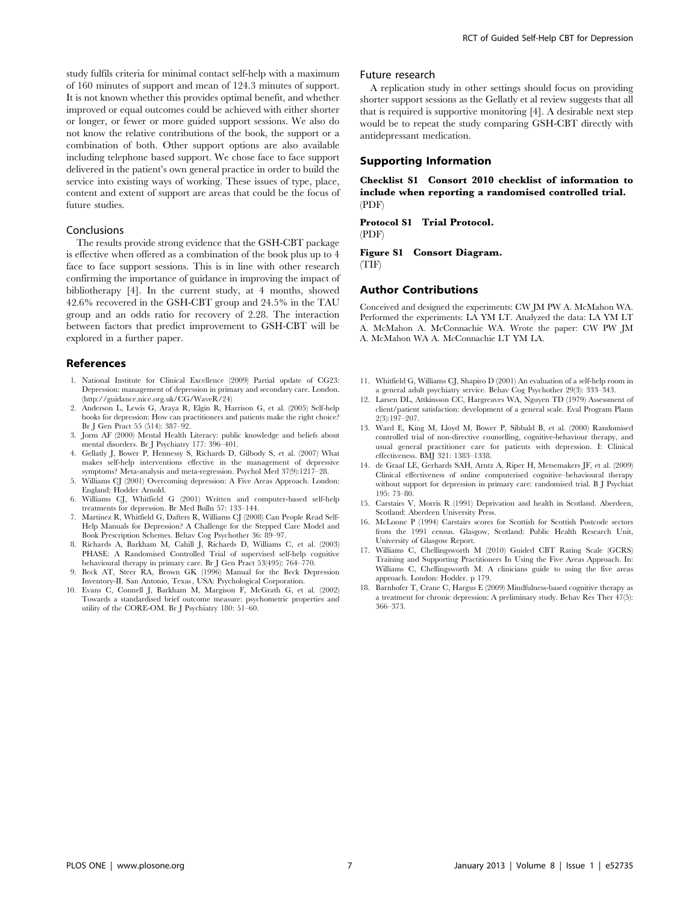study fulfils criteria for minimal contact self-help with a maximum of 160 minutes of support and mean of 124.3 minutes of support. It is not known whether this provides optimal benefit, and whether improved or equal outcomes could be achieved with either shorter or longer, or fewer or more guided support sessions. We also do not know the relative contributions of the book, the support or a combination of both. Other support options are also available including telephone based support. We chose face to face support delivered in the patient's own general practice in order to build the service into existing ways of working. These issues of type, place, content and extent of support are areas that could be the focus of future studies.

### Conclusions

The results provide strong evidence that the GSH-CBT package is effective when offered as a combination of the book plus up to 4 face to face support sessions. This is in line with other research confirming the importance of guidance in improving the impact of bibliotherapy [4]. In the current study, at 4 months, showed 42.6% recovered in the GSH-CBT group and 24.5% in the TAU group and an odds ratio for recovery of 2.28. The interaction between factors that predict improvement to GSH-CBT will be explored in a further paper.

### Future research

A replication study in other settings should focus on providing shorter support sessions as the Gellatly et al review suggests that all that is required is supportive monitoring [4]. A desirable next step would be to repeat the study comparing GSH-CBT directly with antidepressant medication.

## Supporting Information

**Checklist S1 Consort 2010 checklist of information to include when reporting a randomised controlled trial.**
(PDF)

**Protocol S1 Trial Protocol.**
(PDF)

**Figure S1 Consort Diagram.**
(TIF)

## Author Contributions

Conceived and designed the experiments: CW JM PW A. McMahon WA. Performed the experiments: LA YM LT. Analyzed the data: LA YM LT A. McMahon A. McConnachie WA. Wrote the paper: CW PW JM A. McMahon WA A. McConnachie LT YM LA.

## References

1. National Institute for Clinical Excellence (2009) Partial update of CG23: Depression: management of depression in primary and secondary care. London. (http://guidance.nice.org.uk/CG/WaveR/24)
2. Anderson L, Lewis G, Araya R, Elgin R, Harrison G, et al. (2005) Self-help books for depression: How can practitioners and patients make the right choice? Br J Gen Pract 55 (514): 387–92.
3. Jorm AF (2000) Mental Health Literacy: public knowledge and beliefs about mental disorders. Br J Psychiatry 177: 396–401.
4. Gellatly J, Bower P, Hennessy S, Richards D, Gilbody S, et al. (2007) What makes self-help interventions effective in the management of depressive symptoms? Meta-analysis and meta-regression. Psychol Med 37(9):1217–28.
5. Williams CJ (2001) Overcoming depression: A Five Areas Approach. London: England: Hodder Arnold.
6. Williams CJ, Whitfield G (2001) Written and computer-based self-help treatments for depression. Br Med Bulln 57: 133–144.
7. Martinez R, Whitfield G, Dafters R, Williams CJ (2008) Can People Read Self-Help Manuals for Depression? A Challenge for the Stepped Care Model and Book Prescription Schemes. Behav Cog Psychother 36: 89–97.
8. Richards A, Barkham M, Cahill J, Richards D, Williams C, et al. (2003) PHASE: A Randomised Controlled Trial of supervised self-help cognitive behavioural therapy in primary care. Br J Gen Pract 53(495): 764–770.
9. Beck AT, Steer RA, Brown GK (1996) Manual for the Beck Depression Inventory-II. San Antonio, Texas, USA: Psychological Corporation.
10. Evans C, Connell J, Barkham M, Margison F, McGrath G, et al. (2002) Towards a standardised brief outcome measure: psychometric properties and utility of the CORE-OM. Br J Psychiatry 180: 51–60.
11. Whitfield G, Williams CJ, Shapiro D (2001) An evaluation of a self-help room in a general adult psychiatry service. Behav Cog Psychother 29(3): 333–343.
12. Larsen DL, Attkinsson CC, Hargreaves WA, Nguyen TD (1979) Assessment of client/patient satisfaction: development of a general scale. Eval Program Plann 2(3):197–207.
13. Ward E, King M, Lloyd M, Bower P, Sibbald B, et al. (2000) Randomised controlled trial of non-directive counselling, cognitive-behaviour therapy, and usual general practitioner care for patients with depression. I: Clinical effectiveness. BMJ 321: 1383–1338.
14. de Graaf LE, Gerhards SAH, Arntz A, Riper H, Metsemakers JF, et al. (2009) Clinical effectiveness of online computerised cognitive–behavioural therapy without support for depression in primary care: randomised trial. B J Psychiat 195: 73–80.
15. Carstairs V, Morris R (1991) Deprivation and health in Scotland. Aberdeen, Scotland: Aberdeen University Press.
16. McLoone P (1994) Carstairs scores for Scottish for Scottish Postcode sectors from the 1991 census. Glasgow, Scotland: Public Health Research Unit, University of Glasgow Report.
17. Williams C, Chellingsworth M (2010) Guided CBT Rating Scale (GCRS) Training and Supporting Practitioners In Using the Five Areas Approach. In: Williams C, Chellingsworth M. A clinicians guide to using the five areas approach. London: Hodder. p 179.
18. Barnhofer T, Crane C, Hargus E (2009) Mindfulness-based cognitive therapy as a treatment for chronic depression: A preliminary study. Behav Res Ther 47(5): 366–373.